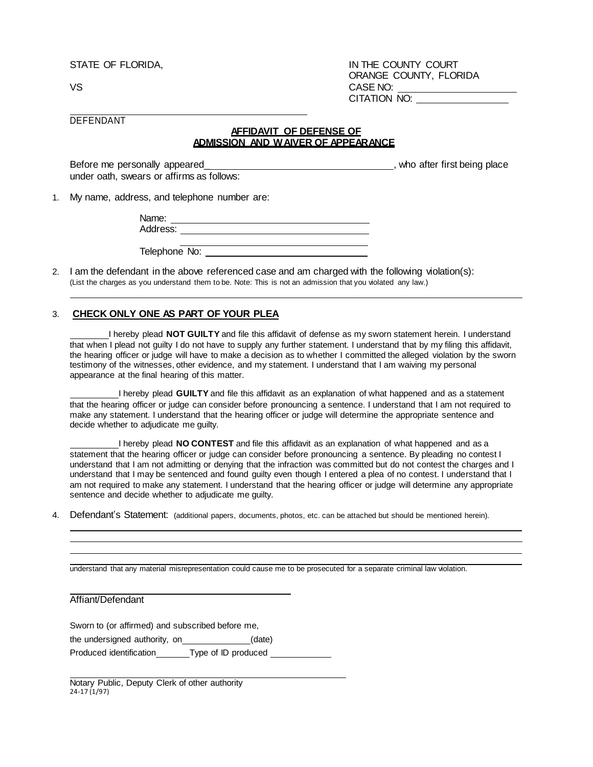STATE OF FLORIDA,

VS

\_\_\_\_\_\_\_\_\_\_\_\_\_\_\_\_\_\_\_\_\_\_\_\_\_\_\_\_\_\_\_\_\_\_\_\_\_\_\_\_\_\_

DEFENDANT

IN THE COUNTY COURT
ORANGE COUNTY, FLORIDA
CASE NO: \_\_\_\_\_\_\_\_\_\_\_\_\_\_\_\_\_\_\_\_\_\_
CITATION NO: \_\_\_\_\_\_\_\_\_\_\_\_\_\_\_\_\_\_

**AFFIDAVIT OF DEFENSE OF**
**ADMISSION AND WAIVER OF APPEARANCE**

Before me personally appeared\_\_\_\_\_\_\_\_\_\_\_\_\_\_\_\_\_\_\_\_\_\_\_\_\_\_\_\_\_\_\_\_\_\_\_\_, who after first being place under oath, swears or affirms as follows:

1. My name, address, and telephone number are:

   Name: \_\_\_\_\_\_\_\_\_\_\_\_\_\_\_\_\_\_\_\_\_\_\_\_\_\_\_\_\_\_\_\_\_\_\_\_\_\_
   Address: \_\_\_\_\_\_\_\_\_\_\_\_\_\_\_\_\_\_\_\_\_\_\_\_\_\_\_\_\_\_\_\_\_\_\_\_\_
   \_\_\_\_\_\_\_\_\_\_\_\_\_\_\_\_\_\_\_\_\_\_\_\_\_\_\_\_\_\_\_\_\_\_\_\_\_\_\_\_\_\_\_
   Telephone No: \_\_\_\_\_\_\_\_\_\_\_\_\_\_\_\_\_\_\_\_\_\_\_\_\_\_\_\_\_\_\_

2. I am the defendant in the above referenced case and am charged with the following violation(s):
   (List the charges as you understand them to be. Note: This is not an admission that you violated any law.)

   \_\_\_\_\_\_\_\_\_\_\_\_\_\_\_\_\_\_\_\_\_\_\_\_\_\_\_\_\_\_\_\_\_\_\_\_\_\_\_\_\_\_\_\_\_\_\_\_\_\_\_\_\_\_\_\_\_\_\_\_\_\_\_\_\_\_\_\_\_\_\_\_\_\_\_\_

3. **CHECK ONLY ONE AS PART OF YOUR PLEA**

   \_\_\_\_\_\_\_\_I hereby plead **NOT GUILTY** and file this affidavit of defense as my sworn statement herein. I understand that when I plead not guilty I do not have to supply any further statement. I understand that by my filing this affidavit, the hearing officer or judge will have to make a decision as to whether I committed the alleged violation by the sworn testimony of the witnesses, other evidence, and my statement. I understand that I am waiving my personal appearance at the final hearing of this matter.

   \_\_\_\_\_\_\_\_\_I hereby plead **GUILTY** and file this affidavit as an explanation of what happened and as a statement that the hearing officer or judge can consider before pronouncing a sentence. I understand that I am not required to make any statement. I understand that the hearing officer or judge will determine the appropriate sentence and decide whether to adjudicate me guilty.

   \_\_\_\_\_\_\_\_\_I hereby plead **NO CONTEST** and file this affidavit as an explanation of what happened and as a statement that the hearing officer or judge can consider before pronouncing a sentence. By pleading no contest I understand that I am not admitting or denying that the infraction was committed but do not contest the charges and I understand that I may be sentenced and found guilty even though I entered a plea of no contest. I understand that I am not required to make any statement. I understand that the hearing officer or judge will determine any appropriate sentence and decide whether to adjudicate me guilty.

4. Defendant's Statement: (additional papers, documents, photos, etc. can be attached but should be mentioned herein).

   \_\_\_\_\_\_\_\_\_\_\_\_\_\_\_\_\_\_\_\_\_\_\_\_\_\_\_\_\_\_\_\_\_\_\_\_\_\_\_\_\_\_\_\_\_\_\_\_\_\_\_\_\_\_\_\_\_\_\_\_\_\_\_\_\_\_\_\_\_\_\_\_\_\_\_\_
   \_\_\_\_\_\_\_\_\_\_\_\_\_\_\_\_\_\_\_\_\_\_\_\_\_\_\_\_\_\_\_\_\_\_\_\_\_\_\_\_\_\_\_\_\_\_\_\_\_\_\_\_\_\_\_\_\_\_\_\_\_\_\_\_\_\_\_\_\_\_\_\_\_\_\_\_
   \_\_\_\_\_\_\_\_\_\_\_\_\_\_\_\_\_\_\_\_\_\_\_\_\_\_\_\_\_\_\_\_\_\_\_\_\_\_\_\_\_\_\_\_\_\_\_\_\_\_\_\_\_\_\_\_\_\_\_\_\_\_\_\_\_\_\_\_\_\_\_\_\_\_\_\_
   \_\_\_\_\_\_\_\_\_\_\_\_\_\_\_\_\_\_\_\_\_\_\_\_\_\_\_\_\_\_\_\_\_\_\_\_\_\_\_\_\_\_\_\_\_\_\_\_\_\_\_\_\_\_\_\_\_\_\_\_\_\_\_\_\_\_\_\_\_\_\_\_\_\_\_\_

   understand that any material misrepresentation could cause me to be prosecuted for a separate criminal law violation.

\_\_\_\_\_\_\_\_\_\_\_\_\_\_\_\_\_\_\_\_\_\_\_\_\_\_\_\_\_\_\_\_\_\_\_\_\_\_\_\_\_\_

Affiant/Defendant

Sworn to (or affirmed) and subscribed before me,

the undersigned authority, on\_\_\_\_\_\_\_\_\_\_\_\_\_\_(date)

Produced identification\_\_\_\_\_\_\_Type of ID produced \_\_\_\_\_\_\_\_\_\_\_\_

\_\_\_\_\_\_\_\_\_\_\_\_\_\_\_\_\_\_\_\_\_\_\_\_\_\_\_\_\_\_\_\_\_\_\_\_\_\_\_\_\_\_\_\_\_\_\_\_\_\_\_\_\_\_\_\_

Notary Public, Deputy Clerk of other authority

24-17 (1/97)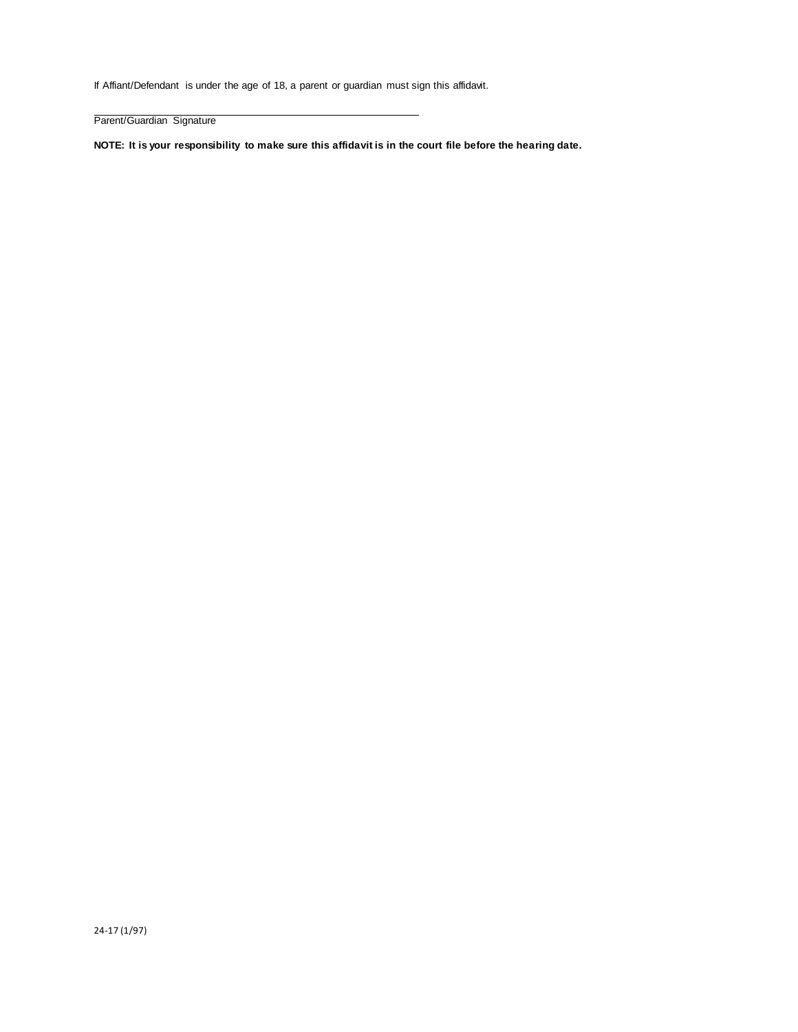If Affiant/Defendant is under the age of 18, a parent or guardian must sign this affidavit.

______________________________________________
Parent/Guardian Signature

**NOTE: It is your responsibility to make sure this affidavit is in the court file before the hearing date.**

24-17 (1/97)